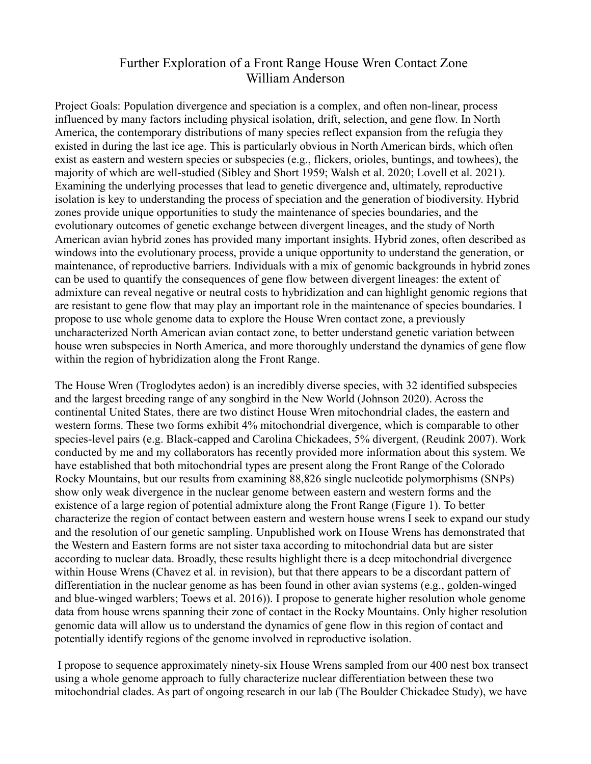# Further Exploration of a Front Range House Wren Contact Zone

William Anderson

Project Goals: Population divergence and speciation is a complex, and often non-linear, process influenced by many factors including physical isolation, drift, selection, and gene flow. In North America, the contemporary distributions of many species reflect expansion from the refugia they existed in during the last ice age. This is particularly obvious in North American birds, which often exist as eastern and western species or subspecies (e.g., flickers, orioles, buntings, and towhees), the majority of which are well-studied (Sibley and Short 1959; Walsh et al. 2020; Lovell et al. 2021). Examining the underlying processes that lead to genetic divergence and, ultimately, reproductive isolation is key to understanding the process of speciation and the generation of biodiversity. Hybrid zones provide unique opportunities to study the maintenance of species boundaries, and the evolutionary outcomes of genetic exchange between divergent lineages, and the study of North American avian hybrid zones has provided many important insights. Hybrid zones, often described as windows into the evolutionary process, provide a unique opportunity to understand the generation, or maintenance, of reproductive barriers. Individuals with a mix of genomic backgrounds in hybrid zones can be used to quantify the consequences of gene flow between divergent lineages: the extent of admixture can reveal negative or neutral costs to hybridization and can highlight genomic regions that are resistant to gene flow that may play an important role in the maintenance of species boundaries. I propose to use whole genome data to explore the House Wren contact zone, a previously uncharacterized North American avian contact zone, to better understand genetic variation between house wren subspecies in North America, and more thoroughly understand the dynamics of gene flow within the region of hybridization along the Front Range.

The House Wren (Troglodytes aedon) is an incredibly diverse species, with 32 identified subspecies and the largest breeding range of any songbird in the New World (Johnson 2020). Across the continental United States, there are two distinct House Wren mitochondrial clades, the eastern and western forms. These two forms exhibit 4% mitochondrial divergence, which is comparable to other species-level pairs (e.g. Black-capped and Carolina Chickadees, 5% divergent, (Reudink 2007). Work conducted by me and my collaborators has recently provided more information about this system. We have established that both mitochondrial types are present along the Front Range of the Colorado Rocky Mountains, but our results from examining 88,826 single nucleotide polymorphisms (SNPs) show only weak divergence in the nuclear genome between eastern and western forms and the existence of a large region of potential admixture along the Front Range (Figure 1). To better characterize the region of contact between eastern and western house wrens I seek to expand our study and the resolution of our genetic sampling. Unpublished work on House Wrens has demonstrated that the Western and Eastern forms are not sister taxa according to mitochondrial data but are sister according to nuclear data. Broadly, these results highlight there is a deep mitochondrial divergence within House Wrens (Chavez et al. in revision), but that there appears to be a discordant pattern of differentiation in the nuclear genome as has been found in other avian systems (e.g., golden-winged and blue-winged warblers; Toews et al. 2016)). I propose to generate higher resolution whole genome data from house wrens spanning their zone of contact in the Rocky Mountains. Only higher resolution genomic data will allow us to understand the dynamics of gene flow in this region of contact and potentially identify regions of the genome involved in reproductive isolation.

I propose to sequence approximately ninety-six House Wrens sampled from our 400 nest box transect using a whole genome approach to fully characterize nuclear differentiation between these two mitochondrial clades. As part of ongoing research in our lab (The Boulder Chickadee Study), we have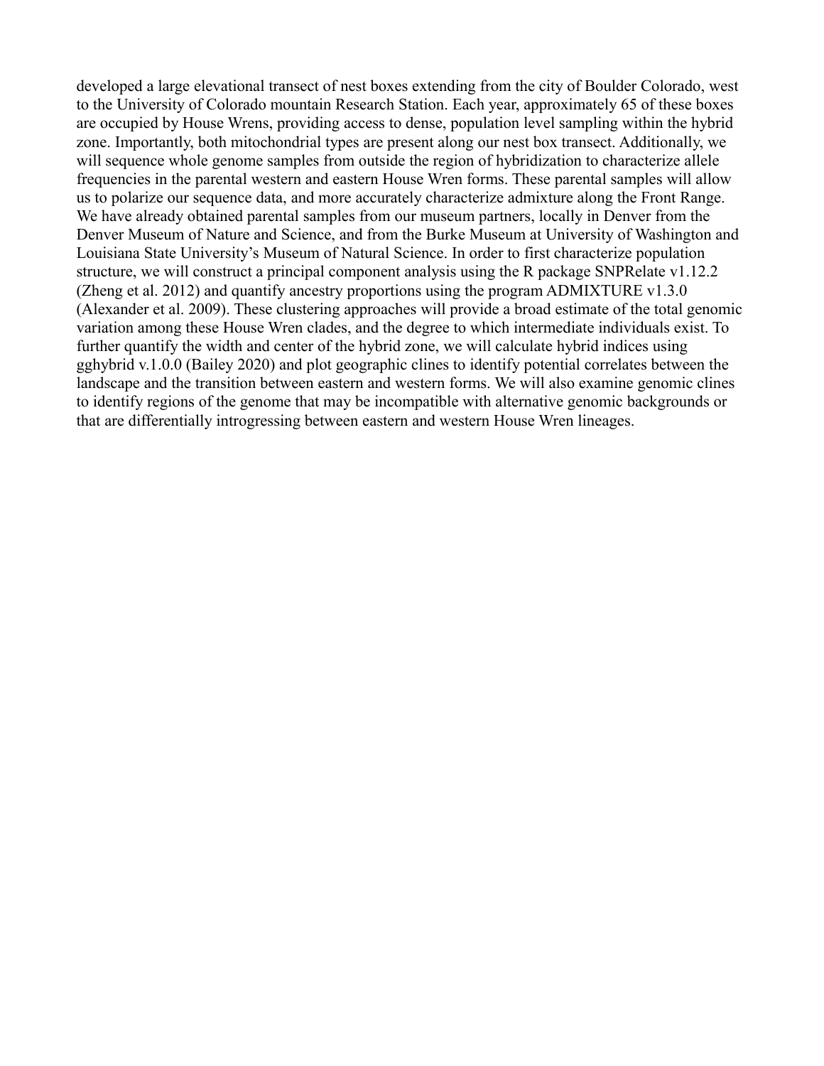developed a large elevational transect of nest boxes extending from the city of Boulder Colorado, west to the University of Colorado mountain Research Station. Each year, approximately 65 of these boxes are occupied by House Wrens, providing access to dense, population level sampling within the hybrid zone. Importantly, both mitochondrial types are present along our nest box transect. Additionally, we will sequence whole genome samples from outside the region of hybridization to characterize allele frequencies in the parental western and eastern House Wren forms. These parental samples will allow us to polarize our sequence data, and more accurately characterize admixture along the Front Range. We have already obtained parental samples from our museum partners, locally in Denver from the Denver Museum of Nature and Science, and from the Burke Museum at University of Washington and Louisiana State University's Museum of Natural Science. In order to first characterize population structure, we will construct a principal component analysis using the R package SNPRelate v1.12.2 (Zheng et al. 2012) and quantify ancestry proportions using the program ADMIXTURE v1.3.0 (Alexander et al. 2009). These clustering approaches will provide a broad estimate of the total genomic variation among these House Wren clades, and the degree to which intermediate individuals exist. To further quantify the width and center of the hybrid zone, we will calculate hybrid indices using gghybrid v.1.0.0 (Bailey 2020) and plot geographic clines to identify potential correlates between the landscape and the transition between eastern and western forms. We will also examine genomic clines to identify regions of the genome that may be incompatible with alternative genomic backgrounds or that are differentially introgressing between eastern and western House Wren lineages.